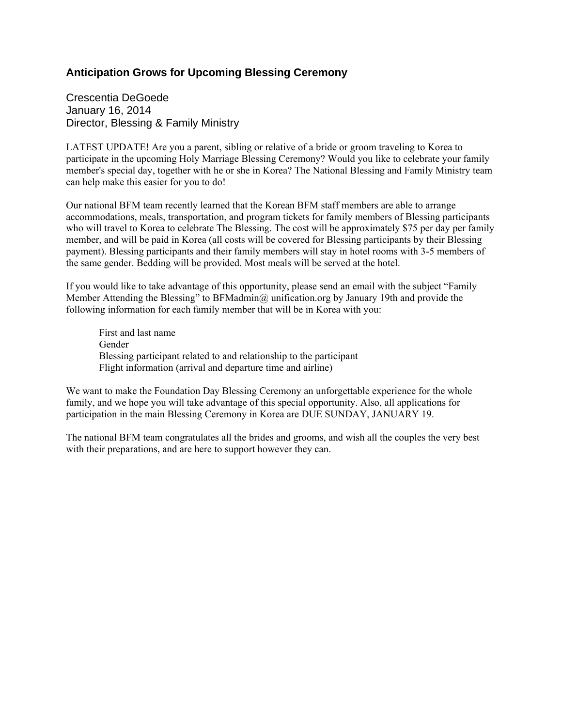## Anticipation Grows for Upcoming Blessing Ceremony

Crescentia DeGoede
January 16, 2014
Director, Blessing & Family Ministry

LATEST UPDATE! Are you a parent, sibling or relative of a bride or groom traveling to Korea to participate in the upcoming Holy Marriage Blessing Ceremony? Would you like to celebrate your family member's special day, together with he or she in Korea? The National Blessing and Family Ministry team can help make this easier for you to do!

Our national BFM team recently learned that the Korean BFM staff members are able to arrange accommodations, meals, transportation, and program tickets for family members of Blessing participants who will travel to Korea to celebrate The Blessing. The cost will be approximately $75 per day per family member, and will be paid in Korea (all costs will be covered for Blessing participants by their Blessing payment). Blessing participants and their family members will stay in hotel rooms with 3-5 members of the same gender. Bedding will be provided. Most meals will be served at the hotel.

If you would like to take advantage of this opportunity, please send an email with the subject "Family Member Attending the Blessing" to BFMadmin@ unification.org by January 19th and provide the following information for each family member that will be in Korea with you:

- First and last name
- Gender
- Blessing participant related to and relationship to the participant
- Flight information (arrival and departure time and airline)

We want to make the Foundation Day Blessing Ceremony an unforgettable experience for the whole family, and we hope you will take advantage of this special opportunity. Also, all applications for participation in the main Blessing Ceremony in Korea are DUE SUNDAY, JANUARY 19.

The national BFM team congratulates all the brides and grooms, and wish all the couples the very best with their preparations, and are here to support however they can.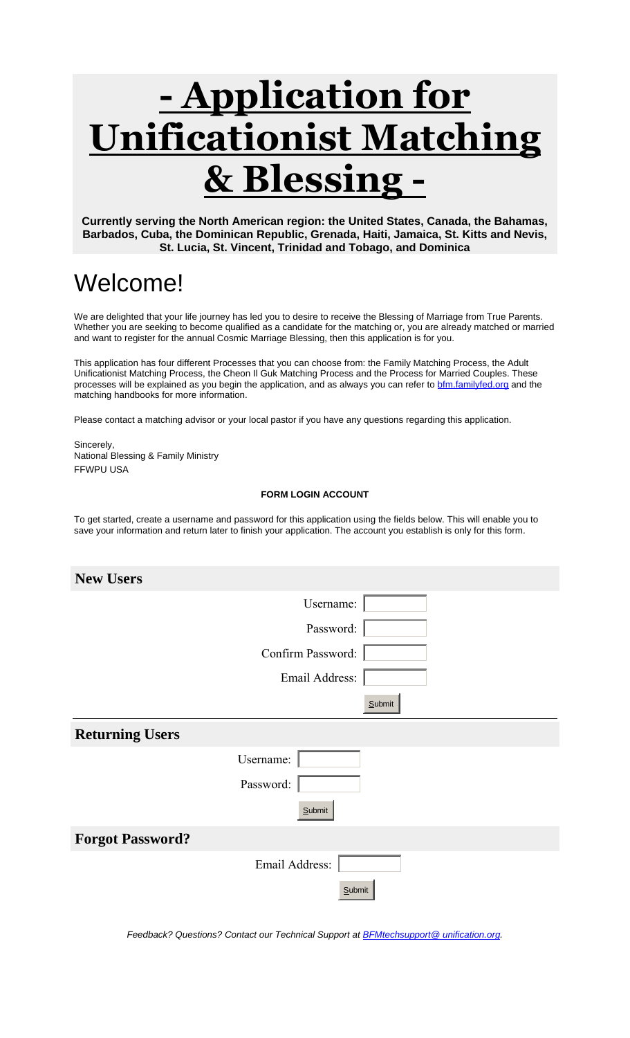# - Application for Unificationist Matching & Blessing -

**Currently serving the North American region: the United States, Canada, the Bahamas, Barbados, Cuba, the Dominican Republic, Grenada, Haiti, Jamaica, St. Kitts and Nevis, St. Lucia, St. Vincent, Trinidad and Tobago, and Dominica**

# Welcome!

We are delighted that your life journey has led you to desire to receive the Blessing of Marriage from True Parents. Whether you are seeking to become qualified as a candidate for the matching or, you are already matched or married and want to register for the annual Cosmic Marriage Blessing, then this application is for you.

This application has four different Processes that you can choose from: the Family Matching Process, the Adult Unificationist Matching Process, the Cheon Il Guk Matching Process and the Process for Married Couples. These processes will be explained as you begin the application, and as always you can refer to bfm.familyfed.org and the matching handbooks for more information.

Please contact a matching advisor or your local pastor if you have any questions regarding this application.

Sincerely,
National Blessing & Family Ministry
FFWPU USA

**FORM LOGIN ACCOUNT**

To get started, create a username and password for this application using the fields below. This will enable you to save your information and return later to finish your application. The account you establish is only for this form.

## New Users

Username:

Password:

Confirm Password:

Email Address:

Submit

## Returning Users

Username:

Password:

Submit

## Forgot Password?

Email Address:

Submit

*Feedback? Questions? Contact our Technical Support at BFMtechsupport@ unification.org.*